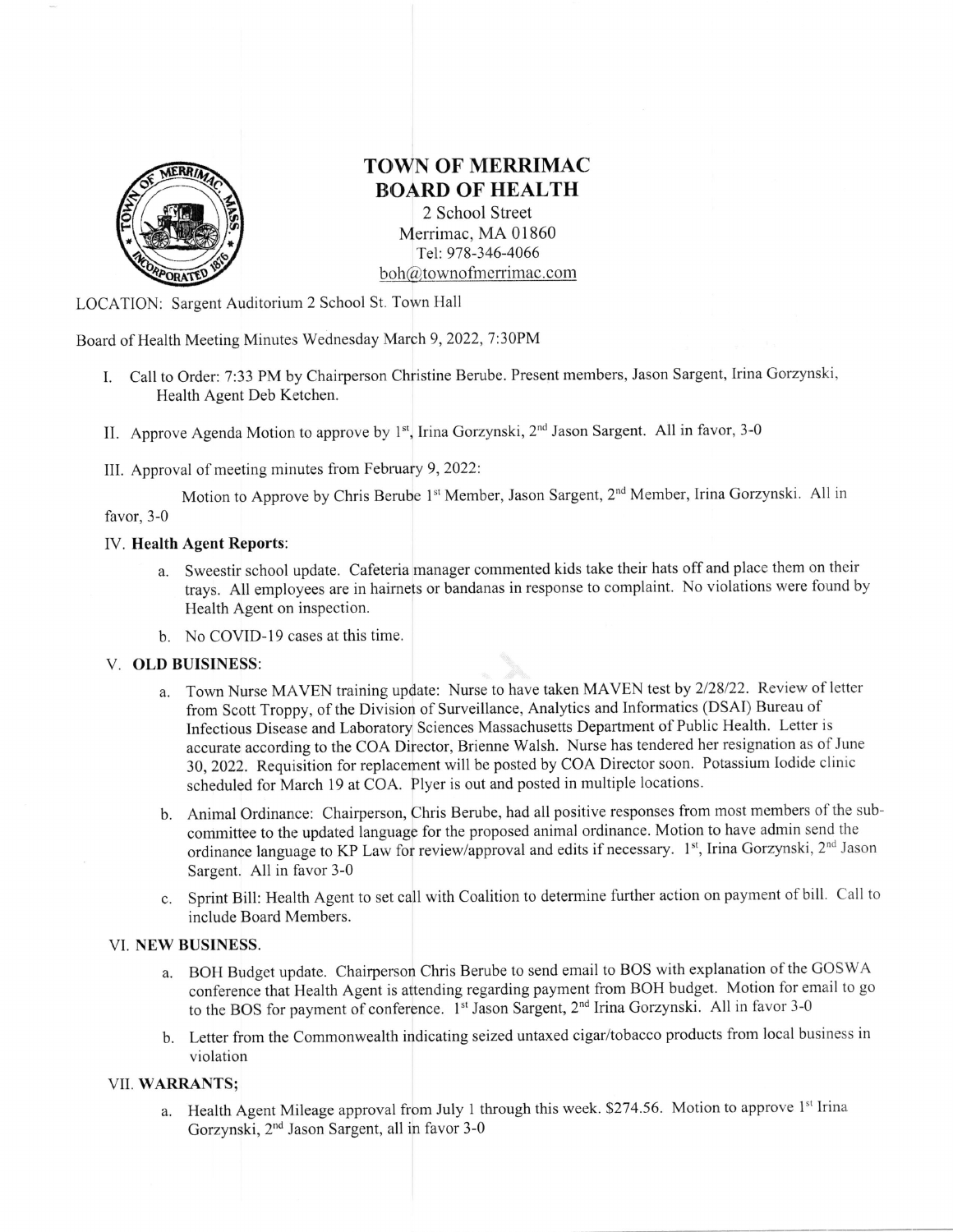# TOWN OF MERRIMAC
## BOARD OF HEALTH

2 School Street
Merrimac, MA 01860
Tel: 978-346-4066
boh@townofmerrimac.com

LOCATION: Sargent Auditorium 2 School St. Town Hall

Board of Health Meeting Minutes Wednesday March 9, 2022, 7:30PM

I. Call to Order: 7:33 PM by Chairperson Christine Berube. Present members, Jason Sargent, Irina Gorzynski, Health Agent Deb Ketchen.

II. Approve Agenda Motion to approve by 1st, Irina Gorzynski, 2nd Jason Sargent. All in favor, 3-0

III. Approval of meeting minutes from February 9, 2022:

Motion to Approve by Chris Berube 1st Member, Jason Sargent, 2nd Member, Irina Gorzynski. All in favor, 3-0

IV. **Health Agent Reports**:

a. Sweestir school update. Cafeteria manager commented kids take their hats off and place them on their trays. All employees are in hairnets or bandanas in response to complaint. No violations were found by Health Agent on inspection.

b. No COVID-19 cases at this time.

V. **OLD BUISINESS**:

a. Town Nurse MAVEN training update: Nurse to have taken MAVEN test by 2/28/22. Review of letter from Scott Troppy, of the Division of Surveillance, Analytics and Informatics (DSAI) Bureau of Infectious Disease and Laboratory Sciences Massachusetts Department of Public Health. Letter is accurate according to the COA Director, Brienne Walsh. Nurse has tendered her resignation as of June 30, 2022. Requisition for replacement will be posted by COA Director soon. Potassium Iodide clinic scheduled for March 19 at COA. Flyer is out and posted in multiple locations.

b. Animal Ordinance: Chairperson, Chris Berube, had all positive responses from most members of the sub-committee to the updated language for the proposed animal ordinance. Motion to have admin send the ordinance language to KP Law for review/approval and edits if necessary. 1st, Irina Gorzynski, 2nd Jason Sargent. All in favor 3-0

c. Sprint Bill: Health Agent to set call with Coalition to determine further action on payment of bill. Call to include Board Members.

VI. **NEW BUSINESS**.

a. BOH Budget update. Chairperson Chris Berube to send email to BOS with explanation of the GOSWA conference that Health Agent is attending regarding payment from BOH budget. Motion for email to go to the BOS for payment of conference. 1st Jason Sargent, 2nd Irina Gorzynski. All in favor 3-0

b. Letter from the Commonwealth indicating seized untaxed cigar/tobacco products from local business in violation

VII. **WARRANTS;**

a. Health Agent Mileage approval from July 1 through this week. $274.56. Motion to approve 1st Irina Gorzynski, 2nd Jason Sargent, all in favor 3-0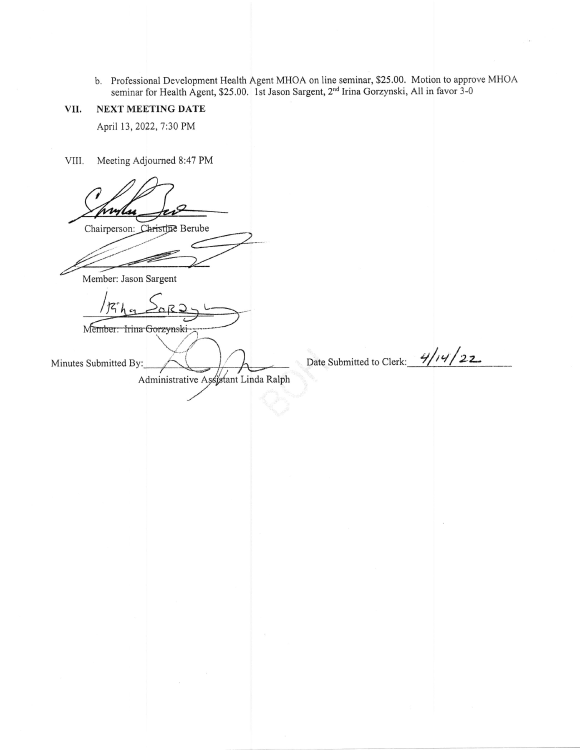b. Professional Development Health Agent MHOA on line seminar, $25.00. Motion to approve MHOA seminar for Health Agent, $25.00. 1st Jason Sargent, 2nd Irina Gorzynski, All in favor 3-0

## VII. NEXT MEETING DATE

April 13, 2022, 7:30 PM

## VIII. Meeting Adjourned 8:47 PM

Chairperson: Christine Berube

Member: Jason Sargent

Member: Irina Gorzynski

Minutes Submitted By: Administrative Assistant Linda Ralph

Date Submitted to Clerk: 4/14/22